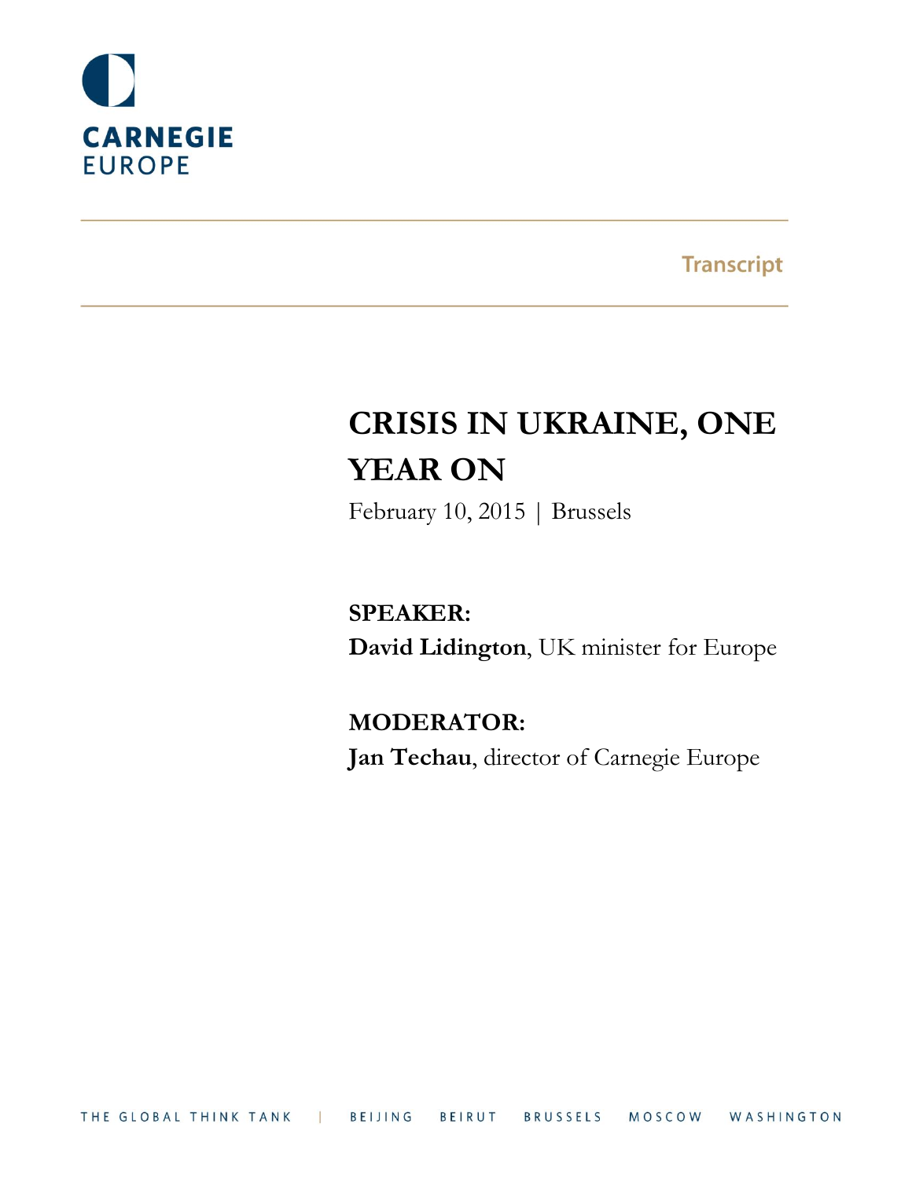CARNEGIE
EUROPE

Transcript

# CRISIS IN UKRAINE, ONE YEAR ON

February 10, 2015 | Brussels

**SPEAKER:**
**David Lidington**, UK minister for Europe

**MODERATOR:**
**Jan Techau**, director of Carnegie Europe

THE GLOBAL THINK TANK | BEIJING BEIRUT BRUSSELS MOSCOW WASHINGTON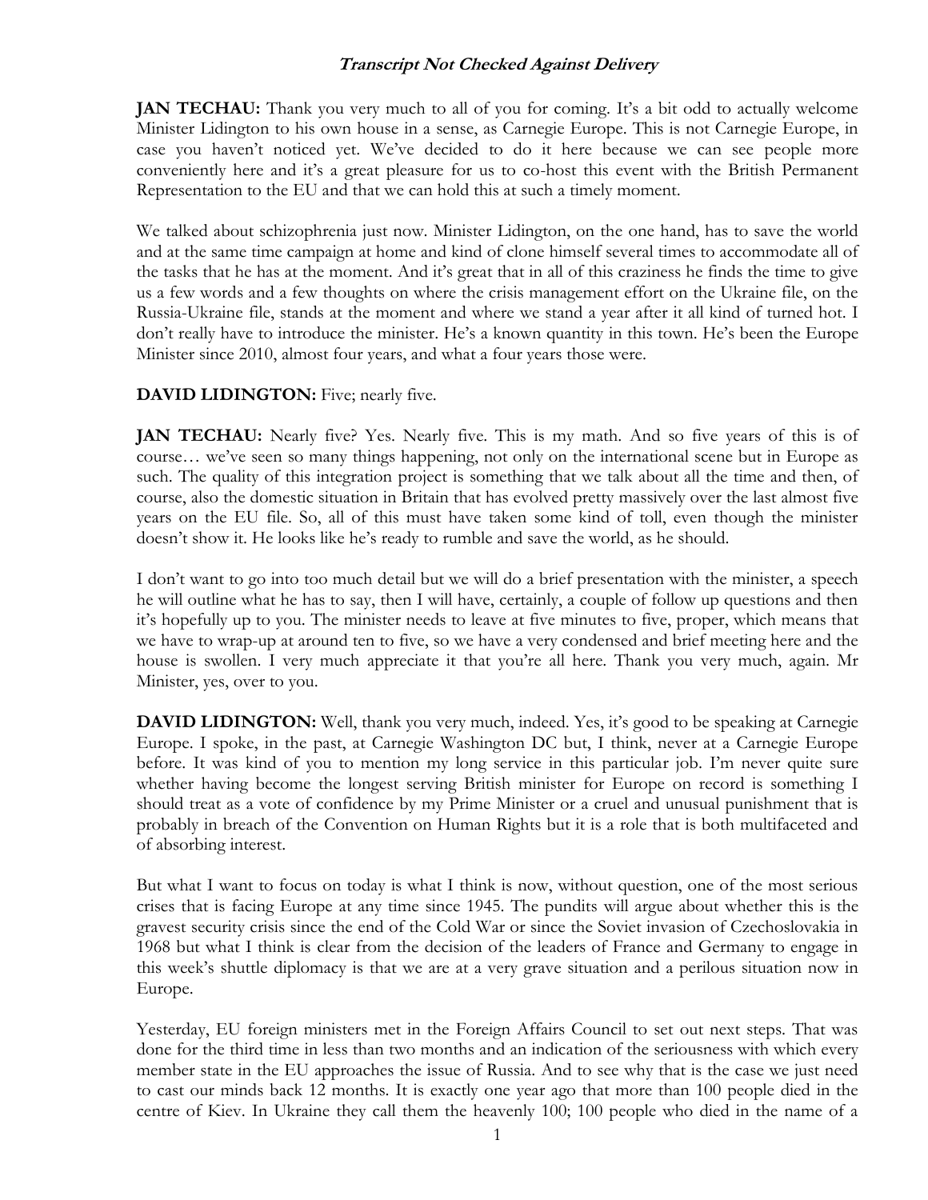**Transcript Not Checked Against Delivery**

**JAN TECHAU:** Thank you very much to all of you for coming. It's a bit odd to actually welcome Minister Lidington to his own house in a sense, as Carnegie Europe. This is not Carnegie Europe, in case you haven't noticed yet. We've decided to do it here because we can see people more conveniently here and it's a great pleasure for us to co-host this event with the British Permanent Representation to the EU and that we can hold this at such a timely moment.

We talked about schizophrenia just now. Minister Lidington, on the one hand, has to save the world and at the same time campaign at home and kind of clone himself several times to accommodate all of the tasks that he has at the moment. And it's great that in all of this craziness he finds the time to give us a few words and a few thoughts on where the crisis management effort on the Ukraine file, on the Russia-Ukraine file, stands at the moment and where we stand a year after it all kind of turned hot. I don't really have to introduce the minister. He's a known quantity in this town. He's been the Europe Minister since 2010, almost four years, and what a four years those were.

**DAVID LIDINGTON:** Five; nearly five.

**JAN TECHAU:** Nearly five? Yes. Nearly five. This is my math. And so five years of this is of course… we've seen so many things happening, not only on the international scene but in Europe as such. The quality of this integration project is something that we talk about all the time and then, of course, also the domestic situation in Britain that has evolved pretty massively over the last almost five years on the EU file. So, all of this must have taken some kind of toll, even though the minister doesn't show it. He looks like he's ready to rumble and save the world, as he should.

I don't want to go into too much detail but we will do a brief presentation with the minister, a speech he will outline what he has to say, then I will have, certainly, a couple of follow up questions and then it's hopefully up to you. The minister needs to leave at five minutes to five, proper, which means that we have to wrap-up at around ten to five, so we have a very condensed and brief meeting here and the house is swollen. I very much appreciate it that you're all here. Thank you very much, again. Mr Minister, yes, over to you.

**DAVID LIDINGTON:** Well, thank you very much, indeed. Yes, it's good to be speaking at Carnegie Europe. I spoke, in the past, at Carnegie Washington DC but, I think, never at a Carnegie Europe before. It was kind of you to mention my long service in this particular job. I'm never quite sure whether having become the longest serving British minister for Europe on record is something I should treat as a vote of confidence by my Prime Minister or a cruel and unusual punishment that is probably in breach of the Convention on Human Rights but it is a role that is both multifaceted and of absorbing interest.

But what I want to focus on today is what I think is now, without question, one of the most serious crises that is facing Europe at any time since 1945. The pundits will argue about whether this is the gravest security crisis since the end of the Cold War or since the Soviet invasion of Czechoslovakia in 1968 but what I think is clear from the decision of the leaders of France and Germany to engage in this week's shuttle diplomacy is that we are at a very grave situation and a perilous situation now in Europe.

Yesterday, EU foreign ministers met in the Foreign Affairs Council to set out next steps. That was done for the third time in less than two months and an indication of the seriousness with which every member state in the EU approaches the issue of Russia. And to see why that is the case we just need to cast our minds back 12 months. It is exactly one year ago that more than 100 people died in the centre of Kiev. In Ukraine they call them the heavenly 100; 100 people who died in the name of a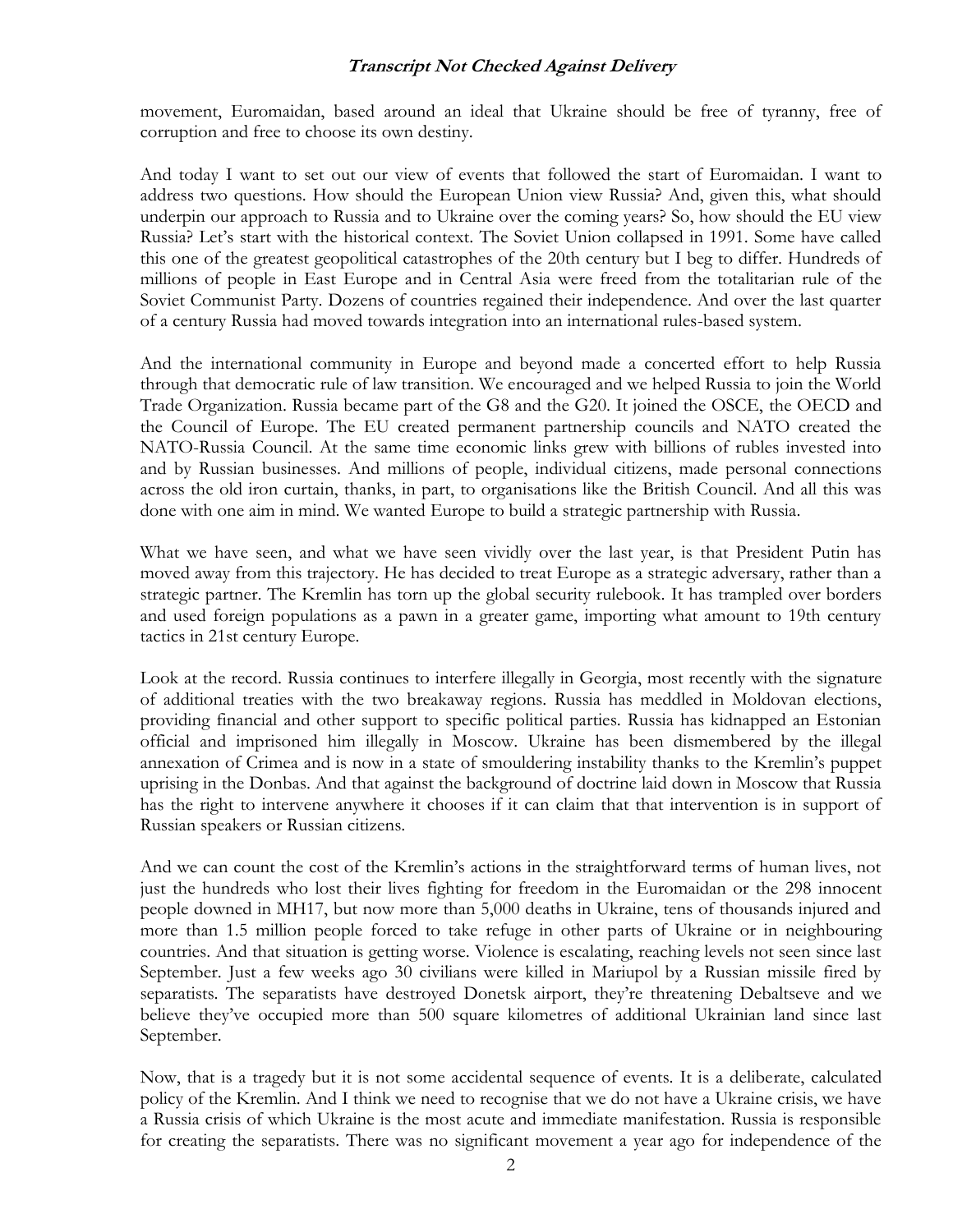movement, Euromaidan, based around an ideal that Ukraine should be free of tyranny, free of corruption and free to choose its own destiny.

And today I want to set out our view of events that followed the start of Euromaidan. I want to address two questions. How should the European Union view Russia? And, given this, what should underpin our approach to Russia and to Ukraine over the coming years? So, how should the EU view Russia? Let's start with the historical context. The Soviet Union collapsed in 1991. Some have called this one of the greatest geopolitical catastrophes of the 20th century but I beg to differ. Hundreds of millions of people in East Europe and in Central Asia were freed from the totalitarian rule of the Soviet Communist Party. Dozens of countries regained their independence. And over the last quarter of a century Russia had moved towards integration into an international rules-based system.

And the international community in Europe and beyond made a concerted effort to help Russia through that democratic rule of law transition. We encouraged and we helped Russia to join the World Trade Organization. Russia became part of the G8 and the G20. It joined the OSCE, the OECD and the Council of Europe. The EU created permanent partnership councils and NATO created the NATO-Russia Council. At the same time economic links grew with billions of rubles invested into and by Russian businesses. And millions of people, individual citizens, made personal connections across the old iron curtain, thanks, in part, to organisations like the British Council. And all this was done with one aim in mind. We wanted Europe to build a strategic partnership with Russia.

What we have seen, and what we have seen vividly over the last year, is that President Putin has moved away from this trajectory. He has decided to treat Europe as a strategic adversary, rather than a strategic partner. The Kremlin has torn up the global security rulebook. It has trampled over borders and used foreign populations as a pawn in a greater game, importing what amount to 19th century tactics in 21st century Europe.

Look at the record. Russia continues to interfere illegally in Georgia, most recently with the signature of additional treaties with the two breakaway regions. Russia has meddled in Moldovan elections, providing financial and other support to specific political parties. Russia has kidnapped an Estonian official and imprisoned him illegally in Moscow. Ukraine has been dismembered by the illegal annexation of Crimea and is now in a state of smouldering instability thanks to the Kremlin's puppet uprising in the Donbas. And that against the background of doctrine laid down in Moscow that Russia has the right to intervene anywhere it chooses if it can claim that that intervention is in support of Russian speakers or Russian citizens.

And we can count the cost of the Kremlin's actions in the straightforward terms of human lives, not just the hundreds who lost their lives fighting for freedom in the Euromaidan or the 298 innocent people downed in MH17, but now more than 5,000 deaths in Ukraine, tens of thousands injured and more than 1.5 million people forced to take refuge in other parts of Ukraine or in neighbouring countries. And that situation is getting worse. Violence is escalating, reaching levels not seen since last September. Just a few weeks ago 30 civilians were killed in Mariupol by a Russian missile fired by separatists. The separatists have destroyed Donetsk airport, they're threatening Debaltseve and we believe they've occupied more than 500 square kilometres of additional Ukrainian land since last September.

Now, that is a tragedy but it is not some accidental sequence of events. It is a deliberate, calculated policy of the Kremlin. And I think we need to recognise that we do not have a Ukraine crisis, we have a Russia crisis of which Ukraine is the most acute and immediate manifestation. Russia is responsible for creating the separatists. There was no significant movement a year ago for independence of the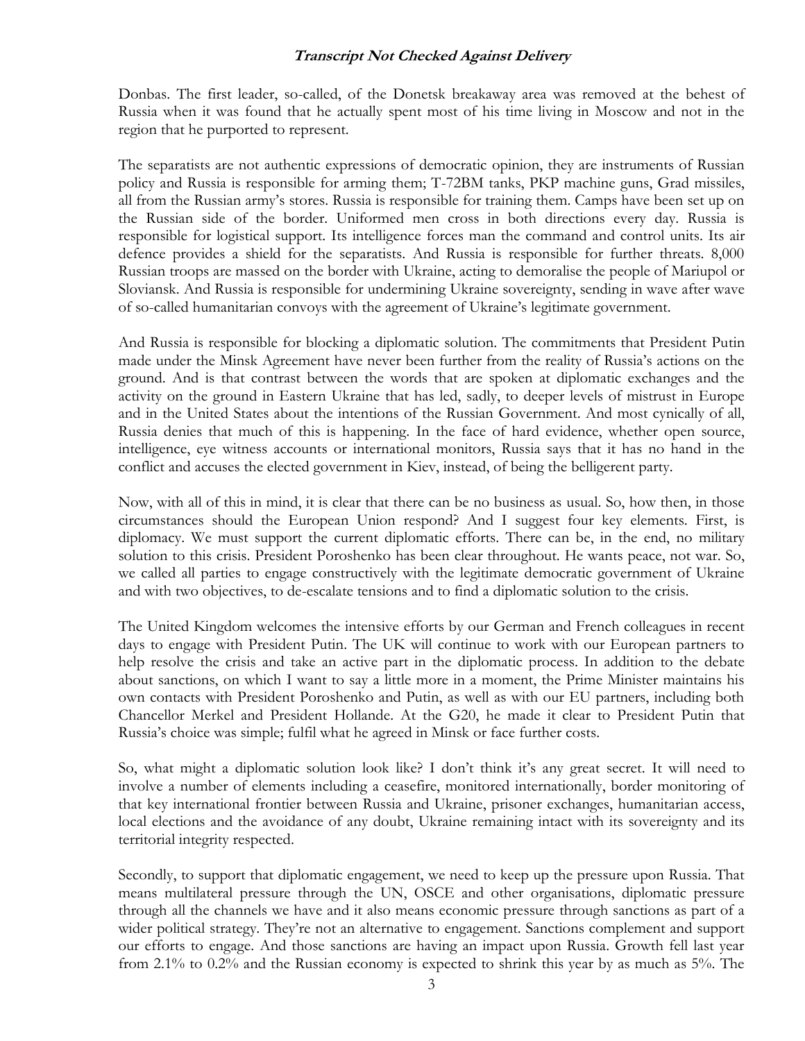Donbas. The first leader, so-called, of the Donetsk breakaway area was removed at the behest of Russia when it was found that he actually spent most of his time living in Moscow and not in the region that he purported to represent.

The separatists are not authentic expressions of democratic opinion, they are instruments of Russian policy and Russia is responsible for arming them; T-72BM tanks, PKP machine guns, Grad missiles, all from the Russian army's stores. Russia is responsible for training them. Camps have been set up on the Russian side of the border. Uniformed men cross in both directions every day. Russia is responsible for logistical support. Its intelligence forces man the command and control units. Its air defence provides a shield for the separatists. And Russia is responsible for further threats. 8,000 Russian troops are massed on the border with Ukraine, acting to demoralise the people of Mariupol or Sloviansk. And Russia is responsible for undermining Ukraine sovereignty, sending in wave after wave of so-called humanitarian convoys with the agreement of Ukraine's legitimate government.

And Russia is responsible for blocking a diplomatic solution. The commitments that President Putin made under the Minsk Agreement have never been further from the reality of Russia's actions on the ground. And is that contrast between the words that are spoken at diplomatic exchanges and the activity on the ground in Eastern Ukraine that has led, sadly, to deeper levels of mistrust in Europe and in the United States about the intentions of the Russian Government. And most cynically of all, Russia denies that much of this is happening. In the face of hard evidence, whether open source, intelligence, eye witness accounts or international monitors, Russia says that it has no hand in the conflict and accuses the elected government in Kiev, instead, of being the belligerent party.

Now, with all of this in mind, it is clear that there can be no business as usual. So, how then, in those circumstances should the European Union respond? And I suggest four key elements. First, is diplomacy. We must support the current diplomatic efforts. There can be, in the end, no military solution to this crisis. President Poroshenko has been clear throughout. He wants peace, not war. So, we called all parties to engage constructively with the legitimate democratic government of Ukraine and with two objectives, to de-escalate tensions and to find a diplomatic solution to the crisis.

The United Kingdom welcomes the intensive efforts by our German and French colleagues in recent days to engage with President Putin. The UK will continue to work with our European partners to help resolve the crisis and take an active part in the diplomatic process. In addition to the debate about sanctions, on which I want to say a little more in a moment, the Prime Minister maintains his own contacts with President Poroshenko and Putin, as well as with our EU partners, including both Chancellor Merkel and President Hollande. At the G20, he made it clear to President Putin that Russia's choice was simple; fulfil what he agreed in Minsk or face further costs.

So, what might a diplomatic solution look like? I don't think it's any great secret. It will need to involve a number of elements including a ceasefire, monitored internationally, border monitoring of that key international frontier between Russia and Ukraine, prisoner exchanges, humanitarian access, local elections and the avoidance of any doubt, Ukraine remaining intact with its sovereignty and its territorial integrity respected.

Secondly, to support that diplomatic engagement, we need to keep up the pressure upon Russia. That means multilateral pressure through the UN, OSCE and other organisations, diplomatic pressure through all the channels we have and it also means economic pressure through sanctions as part of a wider political strategy. They're not an alternative to engagement. Sanctions complement and support our efforts to engage. And those sanctions are having an impact upon Russia. Growth fell last year from 2.1% to 0.2% and the Russian economy is expected to shrink this year by as much as 5%. The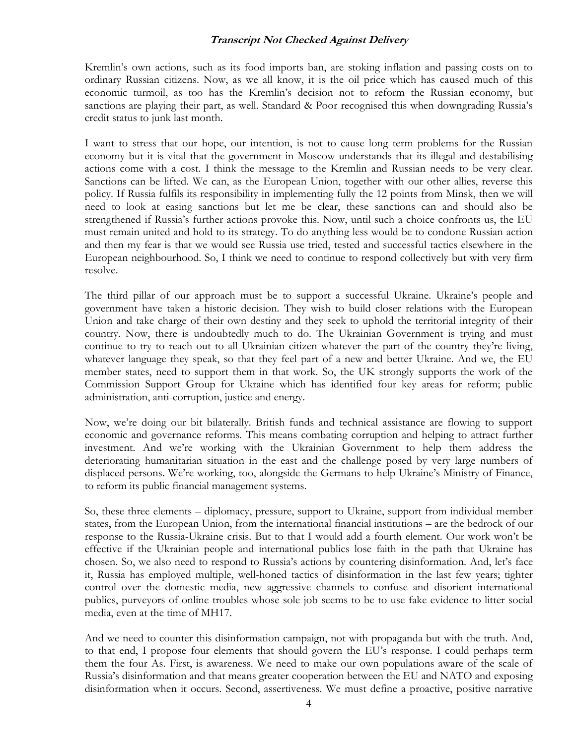Kremlin's own actions, such as its food imports ban, are stoking inflation and passing costs on to ordinary Russian citizens. Now, as we all know, it is the oil price which has caused much of this economic turmoil, as too has the Kremlin's decision not to reform the Russian economy, but sanctions are playing their part, as well. Standard & Poor recognised this when downgrading Russia's credit status to junk last month.

I want to stress that our hope, our intention, is not to cause long term problems for the Russian economy but it is vital that the government in Moscow understands that its illegal and destabilising actions come with a cost. I think the message to the Kremlin and Russian needs to be very clear. Sanctions can be lifted. We can, as the European Union, together with our other allies, reverse this policy. If Russia fulfils its responsibility in implementing fully the 12 points from Minsk, then we will need to look at easing sanctions but let me be clear, these sanctions can and should also be strengthened if Russia's further actions provoke this. Now, until such a choice confronts us, the EU must remain united and hold to its strategy. To do anything less would be to condone Russian action and then my fear is that we would see Russia use tried, tested and successful tactics elsewhere in the European neighbourhood. So, I think we need to continue to respond collectively but with very firm resolve.

The third pillar of our approach must be to support a successful Ukraine. Ukraine's people and government have taken a historic decision. They wish to build closer relations with the European Union and take charge of their own destiny and they seek to uphold the territorial integrity of their country. Now, there is undoubtedly much to do. The Ukrainian Government is trying and must continue to try to reach out to all Ukrainian citizen whatever the part of the country they're living, whatever language they speak, so that they feel part of a new and better Ukraine. And we, the EU member states, need to support them in that work. So, the UK strongly supports the work of the Commission Support Group for Ukraine which has identified four key areas for reform; public administration, anti-corruption, justice and energy.

Now, we're doing our bit bilaterally. British funds and technical assistance are flowing to support economic and governance reforms. This means combating corruption and helping to attract further investment. And we're working with the Ukrainian Government to help them address the deteriorating humanitarian situation in the east and the challenge posed by very large numbers of displaced persons. We're working, too, alongside the Germans to help Ukraine's Ministry of Finance, to reform its public financial management systems.

So, these three elements – diplomacy, pressure, support to Ukraine, support from individual member states, from the European Union, from the international financial institutions – are the bedrock of our response to the Russia-Ukraine crisis. But to that I would add a fourth element. Our work won't be effective if the Ukrainian people and international publics lose faith in the path that Ukraine has chosen. So, we also need to respond to Russia's actions by countering disinformation. And, let's face it, Russia has employed multiple, well-honed tactics of disinformation in the last few years; tighter control over the domestic media, new aggressive channels to confuse and disorient international publics, purveyors of online troubles whose sole job seems to be to use fake evidence to litter social media, even at the time of MH17.

And we need to counter this disinformation campaign, not with propaganda but with the truth. And, to that end, I propose four elements that should govern the EU's response. I could perhaps term them the four As. First, is awareness. We need to make our own populations aware of the scale of Russia's disinformation and that means greater cooperation between the EU and NATO and exposing disinformation when it occurs. Second, assertiveness. We must define a proactive, positive narrative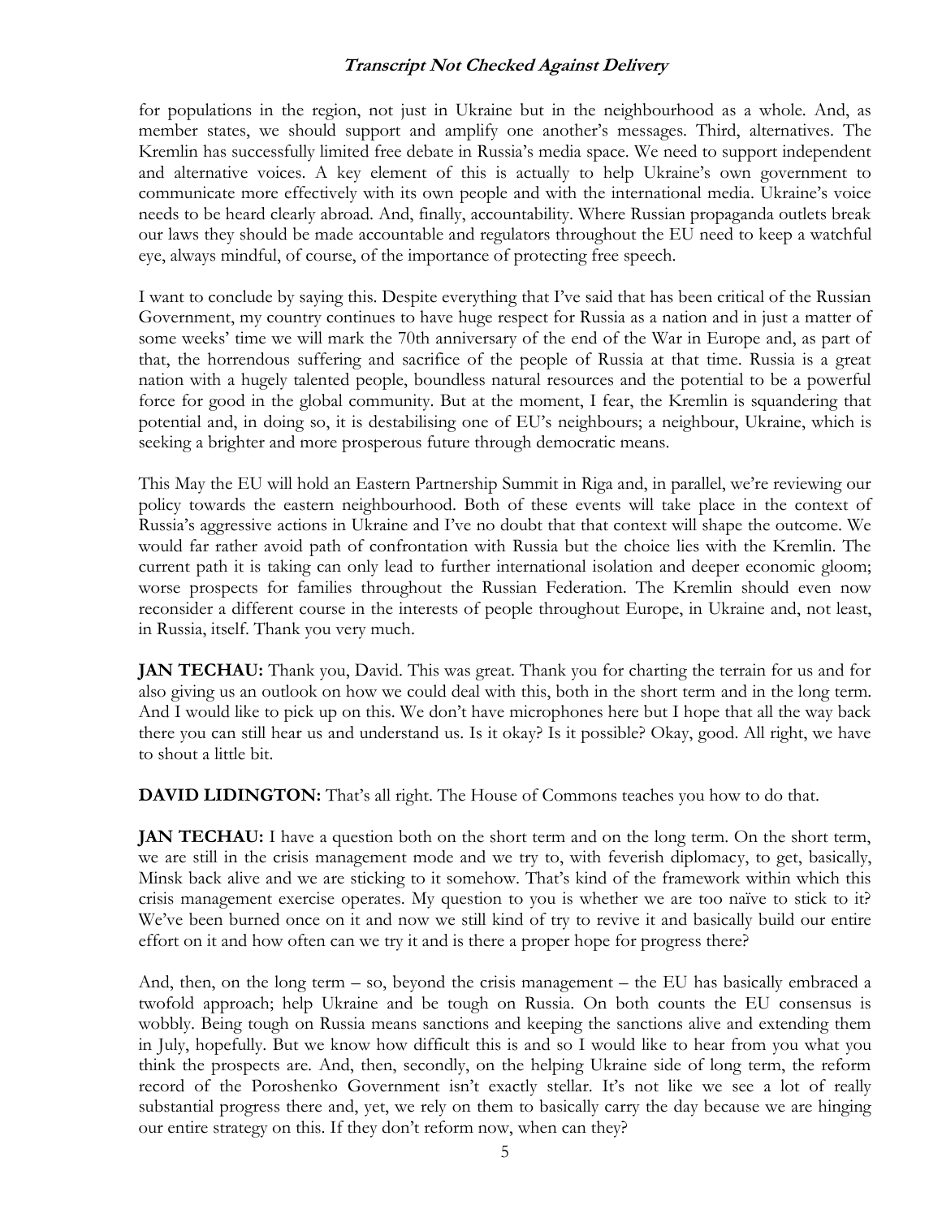for populations in the region, not just in Ukraine but in the neighbourhood as a whole. And, as member states, we should support and amplify one another's messages. Third, alternatives. The Kremlin has successfully limited free debate in Russia's media space. We need to support independent and alternative voices. A key element of this is actually to help Ukraine's own government to communicate more effectively with its own people and with the international media. Ukraine's voice needs to be heard clearly abroad. And, finally, accountability. Where Russian propaganda outlets break our laws they should be made accountable and regulators throughout the EU need to keep a watchful eye, always mindful, of course, of the importance of protecting free speech.

I want to conclude by saying this. Despite everything that I've said that has been critical of the Russian Government, my country continues to have huge respect for Russia as a nation and in just a matter of some weeks' time we will mark the 70th anniversary of the end of the War in Europe and, as part of that, the horrendous suffering and sacrifice of the people of Russia at that time. Russia is a great nation with a hugely talented people, boundless natural resources and the potential to be a powerful force for good in the global community. But at the moment, I fear, the Kremlin is squandering that potential and, in doing so, it is destabilising one of EU's neighbours; a neighbour, Ukraine, which is seeking a brighter and more prosperous future through democratic means.

This May the EU will hold an Eastern Partnership Summit in Riga and, in parallel, we're reviewing our policy towards the eastern neighbourhood. Both of these events will take place in the context of Russia's aggressive actions in Ukraine and I've no doubt that that context will shape the outcome. We would far rather avoid path of confrontation with Russia but the choice lies with the Kremlin. The current path it is taking can only lead to further international isolation and deeper economic gloom; worse prospects for families throughout the Russian Federation. The Kremlin should even now reconsider a different course in the interests of people throughout Europe, in Ukraine and, not least, in Russia, itself. Thank you very much.

**JAN TECHAU:** Thank you, David. This was great. Thank you for charting the terrain for us and for also giving us an outlook on how we could deal with this, both in the short term and in the long term. And I would like to pick up on this. We don't have microphones here but I hope that all the way back there you can still hear us and understand us. Is it okay? Is it possible? Okay, good. All right, we have to shout a little bit.

**DAVID LIDINGTON:** That's all right. The House of Commons teaches you how to do that.

**JAN TECHAU:** I have a question both on the short term and on the long term. On the short term, we are still in the crisis management mode and we try to, with feverish diplomacy, to get, basically, Minsk back alive and we are sticking to it somehow. That's kind of the framework within which this crisis management exercise operates. My question to you is whether we are too naïve to stick to it? We've been burned once on it and now we still kind of try to revive it and basically build our entire effort on it and how often can we try it and is there a proper hope for progress there?

And, then, on the long term – so, beyond the crisis management – the EU has basically embraced a twofold approach; help Ukraine and be tough on Russia. On both counts the EU consensus is wobbly. Being tough on Russia means sanctions and keeping the sanctions alive and extending them in July, hopefully. But we know how difficult this is and so I would like to hear from you what you think the prospects are. And, then, secondly, on the helping Ukraine side of long term, the reform record of the Poroshenko Government isn't exactly stellar. It's not like we see a lot of really substantial progress there and, yet, we rely on them to basically carry the day because we are hinging our entire strategy on this. If they don't reform now, when can they?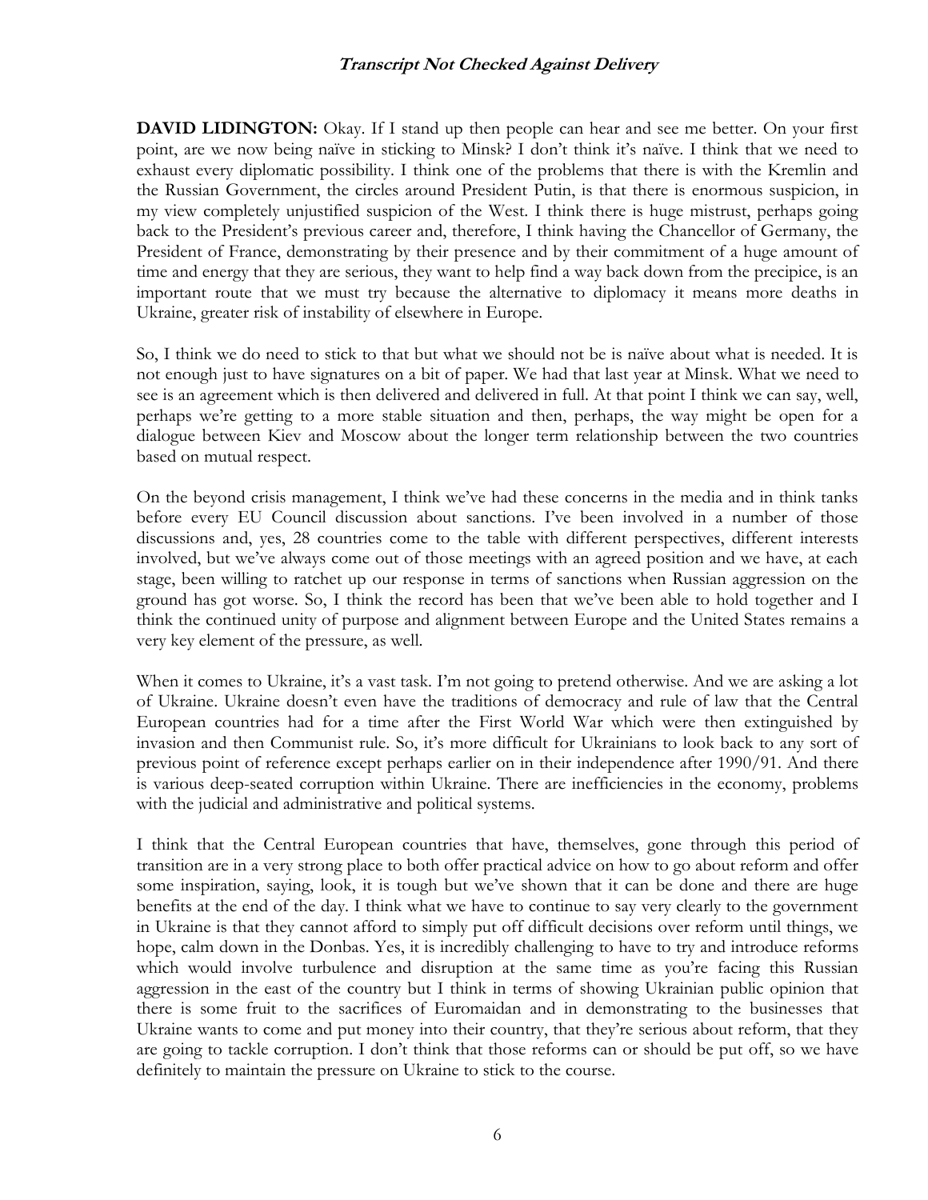**Transcript Not Checked Against Delivery**

**DAVID LIDINGTON:** Okay. If I stand up then people can hear and see me better. On your first point, are we now being naïve in sticking to Minsk? I don't think it's naïve. I think that we need to exhaust every diplomatic possibility. I think one of the problems that there is with the Kremlin and the Russian Government, the circles around President Putin, is that there is enormous suspicion, in my view completely unjustified suspicion of the West. I think there is huge mistrust, perhaps going back to the President's previous career and, therefore, I think having the Chancellor of Germany, the President of France, demonstrating by their presence and by their commitment of a huge amount of time and energy that they are serious, they want to help find a way back down from the precipice, is an important route that we must try because the alternative to diplomacy it means more deaths in Ukraine, greater risk of instability of elsewhere in Europe.

So, I think we do need to stick to that but what we should not be is naïve about what is needed. It is not enough just to have signatures on a bit of paper. We had that last year at Minsk. What we need to see is an agreement which is then delivered and delivered in full. At that point I think we can say, well, perhaps we're getting to a more stable situation and then, perhaps, the way might be open for a dialogue between Kiev and Moscow about the longer term relationship between the two countries based on mutual respect.

On the beyond crisis management, I think we've had these concerns in the media and in think tanks before every EU Council discussion about sanctions. I've been involved in a number of those discussions and, yes, 28 countries come to the table with different perspectives, different interests involved, but we've always come out of those meetings with an agreed position and we have, at each stage, been willing to ratchet up our response in terms of sanctions when Russian aggression on the ground has got worse. So, I think the record has been that we've been able to hold together and I think the continued unity of purpose and alignment between Europe and the United States remains a very key element of the pressure, as well.

When it comes to Ukraine, it's a vast task. I'm not going to pretend otherwise. And we are asking a lot of Ukraine. Ukraine doesn't even have the traditions of democracy and rule of law that the Central European countries had for a time after the First World War which were then extinguished by invasion and then Communist rule. So, it's more difficult for Ukrainians to look back to any sort of previous point of reference except perhaps earlier on in their independence after 1990/91. And there is various deep-seated corruption within Ukraine. There are inefficiencies in the economy, problems with the judicial and administrative and political systems.

I think that the Central European countries that have, themselves, gone through this period of transition are in a very strong place to both offer practical advice on how to go about reform and offer some inspiration, saying, look, it is tough but we've shown that it can be done and there are huge benefits at the end of the day. I think what we have to continue to say very clearly to the government in Ukraine is that they cannot afford to simply put off difficult decisions over reform until things, we hope, calm down in the Donbas. Yes, it is incredibly challenging to have to try and introduce reforms which would involve turbulence and disruption at the same time as you're facing this Russian aggression in the east of the country but I think in terms of showing Ukrainian public opinion that there is some fruit to the sacrifices of Euromaidan and in demonstrating to the businesses that Ukraine wants to come and put money into their country, that they're serious about reform, that they are going to tackle corruption. I don't think that those reforms can or should be put off, so we have definitely to maintain the pressure on Ukraine to stick to the course.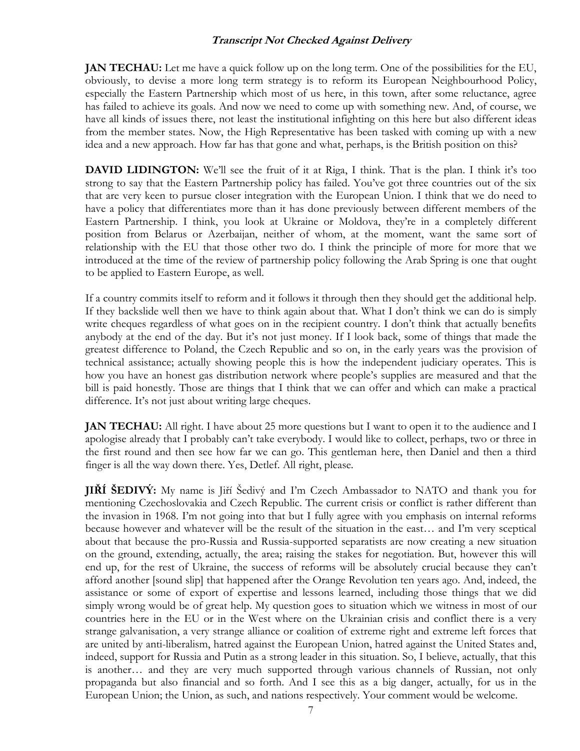**JAN TECHAU:** Let me have a quick follow up on the long term. One of the possibilities for the EU, obviously, to devise a more long term strategy is to reform its European Neighbourhood Policy, especially the Eastern Partnership which most of us here, in this town, after some reluctance, agree has failed to achieve its goals. And now we need to come up with something new. And, of course, we have all kinds of issues there, not least the institutional infighting on this here but also different ideas from the member states. Now, the High Representative has been tasked with coming up with a new idea and a new approach. How far has that gone and what, perhaps, is the British position on this?

**DAVID LIDINGTON:** We'll see the fruit of it at Riga, I think. That is the plan. I think it's too strong to say that the Eastern Partnership policy has failed. You've got three countries out of the six that are very keen to pursue closer integration with the European Union. I think that we do need to have a policy that differentiates more than it has done previously between different members of the Eastern Partnership. I think, you look at Ukraine or Moldova, they're in a completely different position from Belarus or Azerbaijan, neither of whom, at the moment, want the same sort of relationship with the EU that those other two do. I think the principle of more for more that we introduced at the time of the review of partnership policy following the Arab Spring is one that ought to be applied to Eastern Europe, as well.

If a country commits itself to reform and it follows it through then they should get the additional help. If they backslide well then we have to think again about that. What I don't think we can do is simply write cheques regardless of what goes on in the recipient country. I don't think that actually benefits anybody at the end of the day. But it's not just money. If I look back, some of things that made the greatest difference to Poland, the Czech Republic and so on, in the early years was the provision of technical assistance; actually showing people this is how the independent judiciary operates. This is how you have an honest gas distribution network where people's supplies are measured and that the bill is paid honestly. Those are things that I think that we can offer and which can make a practical difference. It's not just about writing large cheques.

**JAN TECHAU:** All right. I have about 25 more questions but I want to open it to the audience and I apologise already that I probably can't take everybody. I would like to collect, perhaps, two or three in the first round and then see how far we can go. This gentleman here, then Daniel and then a third finger is all the way down there. Yes, Detlef. All right, please.

**JIŘÍ ŠEDIVÝ:** My name is Jiří Šedivý and I'm Czech Ambassador to NATO and thank you for mentioning Czechoslovakia and Czech Republic. The current crisis or conflict is rather different than the invasion in 1968. I'm not going into that but I fully agree with you emphasis on internal reforms because however and whatever will be the result of the situation in the east… and I'm very sceptical about that because the pro-Russia and Russia-supported separatists are now creating a new situation on the ground, extending, actually, the area; raising the stakes for negotiation. But, however this will end up, for the rest of Ukraine, the success of reforms will be absolutely crucial because they can't afford another [sound slip] that happened after the Orange Revolution ten years ago. And, indeed, the assistance or some of export of expertise and lessons learned, including those things that we did simply wrong would be of great help. My question goes to situation which we witness in most of our countries here in the EU or in the West where on the Ukrainian crisis and conflict there is a very strange galvanisation, a very strange alliance or coalition of extreme right and extreme left forces that are united by anti-liberalism, hatred against the European Union, hatred against the United States and, indeed, support for Russia and Putin as a strong leader in this situation. So, I believe, actually, that this is another… and they are very much supported through various channels of Russian, not only propaganda but also financial and so forth. And I see this as a big danger, actually, for us in the European Union; the Union, as such, and nations respectively. Your comment would be welcome.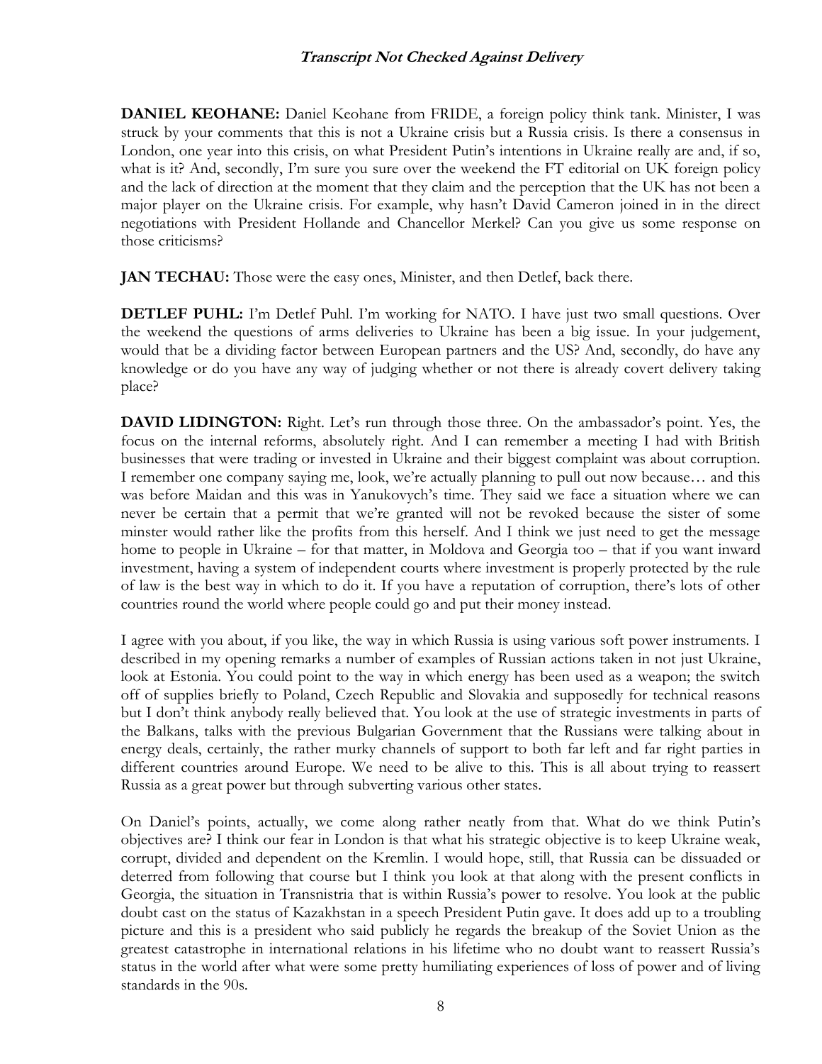**DANIEL KEOHANE:** Daniel Keohane from FRIDE, a foreign policy think tank. Minister, I was struck by your comments that this is not a Ukraine crisis but a Russia crisis. Is there a consensus in London, one year into this crisis, on what President Putin's intentions in Ukraine really are and, if so, what is it? And, secondly, I'm sure you sure over the weekend the FT editorial on UK foreign policy and the lack of direction at the moment that they claim and the perception that the UK has not been a major player on the Ukraine crisis. For example, why hasn't David Cameron joined in in the direct negotiations with President Hollande and Chancellor Merkel? Can you give us some response on those criticisms?

**JAN TECHAU:** Those were the easy ones, Minister, and then Detlef, back there.

**DETLEF PUHL:** I'm Detlef Puhl. I'm working for NATO. I have just two small questions. Over the weekend the questions of arms deliveries to Ukraine has been a big issue. In your judgement, would that be a dividing factor between European partners and the US? And, secondly, do have any knowledge or do you have any way of judging whether or not there is already covert delivery taking place?

**DAVID LIDINGTON:** Right. Let's run through those three. On the ambassador's point. Yes, the focus on the internal reforms, absolutely right. And I can remember a meeting I had with British businesses that were trading or invested in Ukraine and their biggest complaint was about corruption. I remember one company saying me, look, we're actually planning to pull out now because… and this was before Maidan and this was in Yanukovych's time. They said we face a situation where we can never be certain that a permit that we're granted will not be revoked because the sister of some minster would rather like the profits from this herself. And I think we just need to get the message home to people in Ukraine – for that matter, in Moldova and Georgia too – that if you want inward investment, having a system of independent courts where investment is properly protected by the rule of law is the best way in which to do it. If you have a reputation of corruption, there's lots of other countries round the world where people could go and put their money instead.

I agree with you about, if you like, the way in which Russia is using various soft power instruments. I described in my opening remarks a number of examples of Russian actions taken in not just Ukraine, look at Estonia. You could point to the way in which energy has been used as a weapon; the switch off of supplies briefly to Poland, Czech Republic and Slovakia and supposedly for technical reasons but I don't think anybody really believed that. You look at the use of strategic investments in parts of the Balkans, talks with the previous Bulgarian Government that the Russians were talking about in energy deals, certainly, the rather murky channels of support to both far left and far right parties in different countries around Europe. We need to be alive to this. This is all about trying to reassert Russia as a great power but through subverting various other states.

On Daniel's points, actually, we come along rather neatly from that. What do we think Putin's objectives are? I think our fear in London is that what his strategic objective is to keep Ukraine weak, corrupt, divided and dependent on the Kremlin. I would hope, still, that Russia can be dissuaded or deterred from following that course but I think you look at that along with the present conflicts in Georgia, the situation in Transnistria that is within Russia's power to resolve. You look at the public doubt cast on the status of Kazakhstan in a speech President Putin gave. It does add up to a troubling picture and this is a president who said publicly he regards the breakup of the Soviet Union as the greatest catastrophe in international relations in his lifetime who no doubt want to reassert Russia's status in the world after what were some pretty humiliating experiences of loss of power and of living standards in the 90s.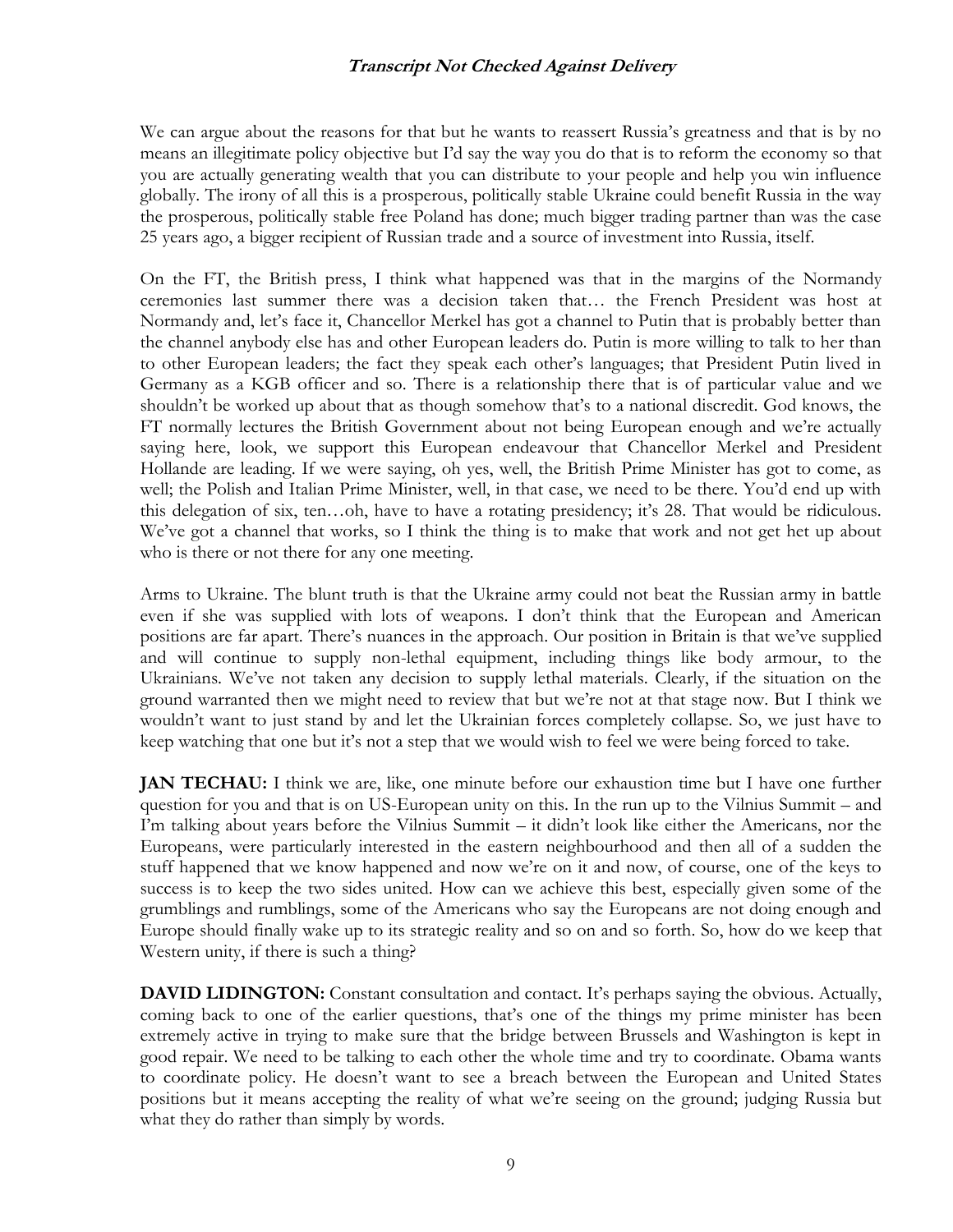We can argue about the reasons for that but he wants to reassert Russia's greatness and that is by no means an illegitimate policy objective but I'd say the way you do that is to reform the economy so that you are actually generating wealth that you can distribute to your people and help you win influence globally. The irony of all this is a prosperous, politically stable Ukraine could benefit Russia in the way the prosperous, politically stable free Poland has done; much bigger trading partner than was the case 25 years ago, a bigger recipient of Russian trade and a source of investment into Russia, itself.

On the FT, the British press, I think what happened was that in the margins of the Normandy ceremonies last summer there was a decision taken that… the French President was host at Normandy and, let's face it, Chancellor Merkel has got a channel to Putin that is probably better than the channel anybody else has and other European leaders do. Putin is more willing to talk to her than to other European leaders; the fact they speak each other's languages; that President Putin lived in Germany as a KGB officer and so. There is a relationship there that is of particular value and we shouldn't be worked up about that as though somehow that's to a national discredit. God knows, the FT normally lectures the British Government about not being European enough and we're actually saying here, look, we support this European endeavour that Chancellor Merkel and President Hollande are leading. If we were saying, oh yes, well, the British Prime Minister has got to come, as well; the Polish and Italian Prime Minister, well, in that case, we need to be there. You'd end up with this delegation of six, ten…oh, have to have a rotating presidency; it's 28. That would be ridiculous. We've got a channel that works, so I think the thing is to make that work and not get het up about who is there or not there for any one meeting.

Arms to Ukraine. The blunt truth is that the Ukraine army could not beat the Russian army in battle even if she was supplied with lots of weapons. I don't think that the European and American positions are far apart. There's nuances in the approach. Our position in Britain is that we've supplied and will continue to supply non-lethal equipment, including things like body armour, to the Ukrainians. We've not taken any decision to supply lethal materials. Clearly, if the situation on the ground warranted then we might need to review that but we're not at that stage now. But I think we wouldn't want to just stand by and let the Ukrainian forces completely collapse. So, we just have to keep watching that one but it's not a step that we would wish to feel we were being forced to take.

**JAN TECHAU:** I think we are, like, one minute before our exhaustion time but I have one further question for you and that is on US-European unity on this. In the run up to the Vilnius Summit – and I'm talking about years before the Vilnius Summit – it didn't look like either the Americans, nor the Europeans, were particularly interested in the eastern neighbourhood and then all of a sudden the stuff happened that we know happened and now we're on it and now, of course, one of the keys to success is to keep the two sides united. How can we achieve this best, especially given some of the grumblings and rumblings, some of the Americans who say the Europeans are not doing enough and Europe should finally wake up to its strategic reality and so on and so forth. So, how do we keep that Western unity, if there is such a thing?

**DAVID LIDINGTON:** Constant consultation and contact. It's perhaps saying the obvious. Actually, coming back to one of the earlier questions, that's one of the things my prime minister has been extremely active in trying to make sure that the bridge between Brussels and Washington is kept in good repair. We need to be talking to each other the whole time and try to coordinate. Obama wants to coordinate policy. He doesn't want to see a breach between the European and United States positions but it means accepting the reality of what we're seeing on the ground; judging Russia but what they do rather than simply by words.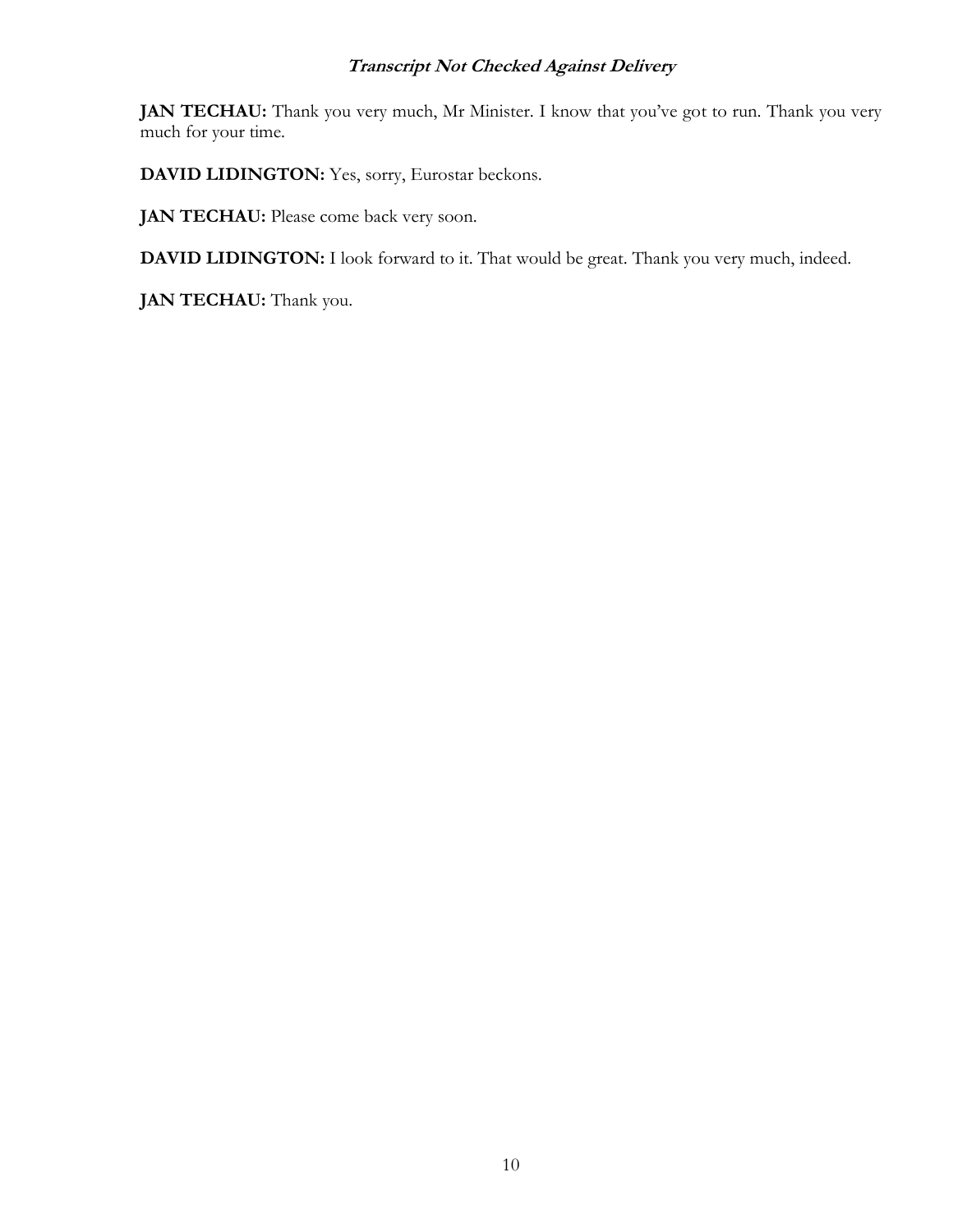**JAN TECHAU:** Thank you very much, Mr Minister. I know that you've got to run. Thank you very much for your time.

**DAVID LIDINGTON:** Yes, sorry, Eurostar beckons.

**JAN TECHAU:** Please come back very soon.

**DAVID LIDINGTON:** I look forward to it. That would be great. Thank you very much, indeed.

**JAN TECHAU:** Thank you.